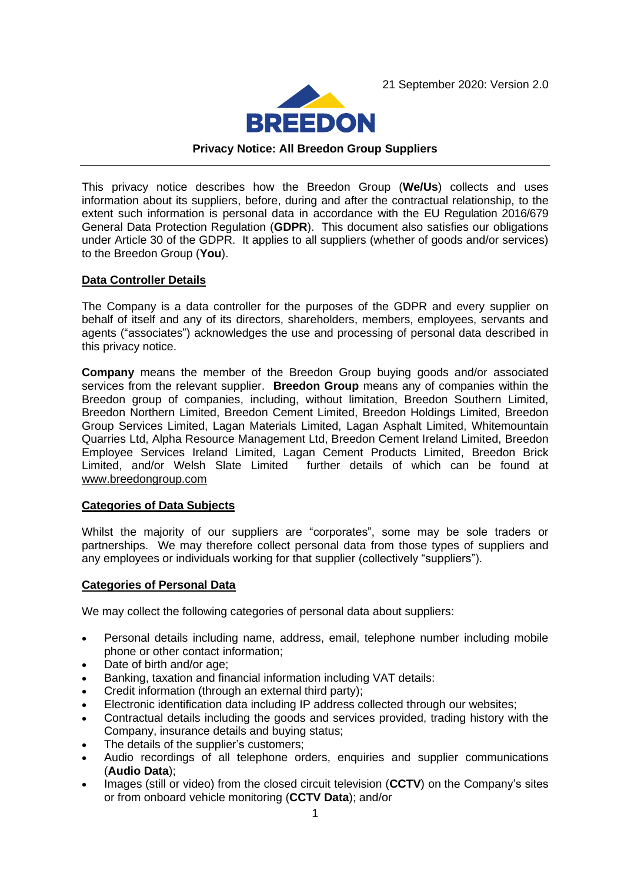21 September 2020: Version 2.0

BREEDON

**Privacy Notice: All Breedon Group Suppliers**

---

This privacy notice describes how the Breedon Group (**We/Us**) collects and uses information about its suppliers, before, during and after the contractual relationship, to the extent such information is personal data in accordance with the EU Regulation 2016/679 General Data Protection Regulation (**GDPR**). This document also satisfies our obligations under Article 30 of the GDPR. It applies to all suppliers (whether of goods and/or services) to the Breedon Group (**You**).

## Data Controller Details

The Company is a data controller for the purposes of the GDPR and every supplier on behalf of itself and any of its directors, shareholders, members, employees, servants and agents ("associates") acknowledges the use and processing of personal data described in this privacy notice.

**Company** means the member of the Breedon Group buying goods and/or associated services from the relevant supplier. **Breedon Group** means any of companies within the Breedon group of companies, including, without limitation, Breedon Southern Limited, Breedon Northern Limited, Breedon Cement Limited, Breedon Holdings Limited, Breedon Group Services Limited, Lagan Materials Limited, Lagan Asphalt Limited, Whitemountain Quarries Ltd, Alpha Resource Management Ltd, Breedon Cement Ireland Limited, Breedon Employee Services Ireland Limited, Lagan Cement Products Limited, Breedon Brick Limited, and/or Welsh Slate Limited further details of which can be found at www.breedongroup.com

## Categories of Data Subjects

Whilst the majority of our suppliers are "corporates", some may be sole traders or partnerships. We may therefore collect personal data from those types of suppliers and any employees or individuals working for that supplier (collectively "suppliers").

## Categories of Personal Data

We may collect the following categories of personal data about suppliers:

- Personal details including name, address, email, telephone number including mobile phone or other contact information;
- Date of birth and/or age;
- Banking, taxation and financial information including VAT details:
- Credit information (through an external third party);
- Electronic identification data including IP address collected through our websites;
- Contractual details including the goods and services provided, trading history with the Company, insurance details and buying status;
- The details of the supplier's customers;
- Audio recordings of all telephone orders, enquiries and supplier communications (**Audio Data**);
- Images (still or video) from the closed circuit television (**CCTV**) on the Company's sites or from onboard vehicle monitoring (**CCTV Data**); and/or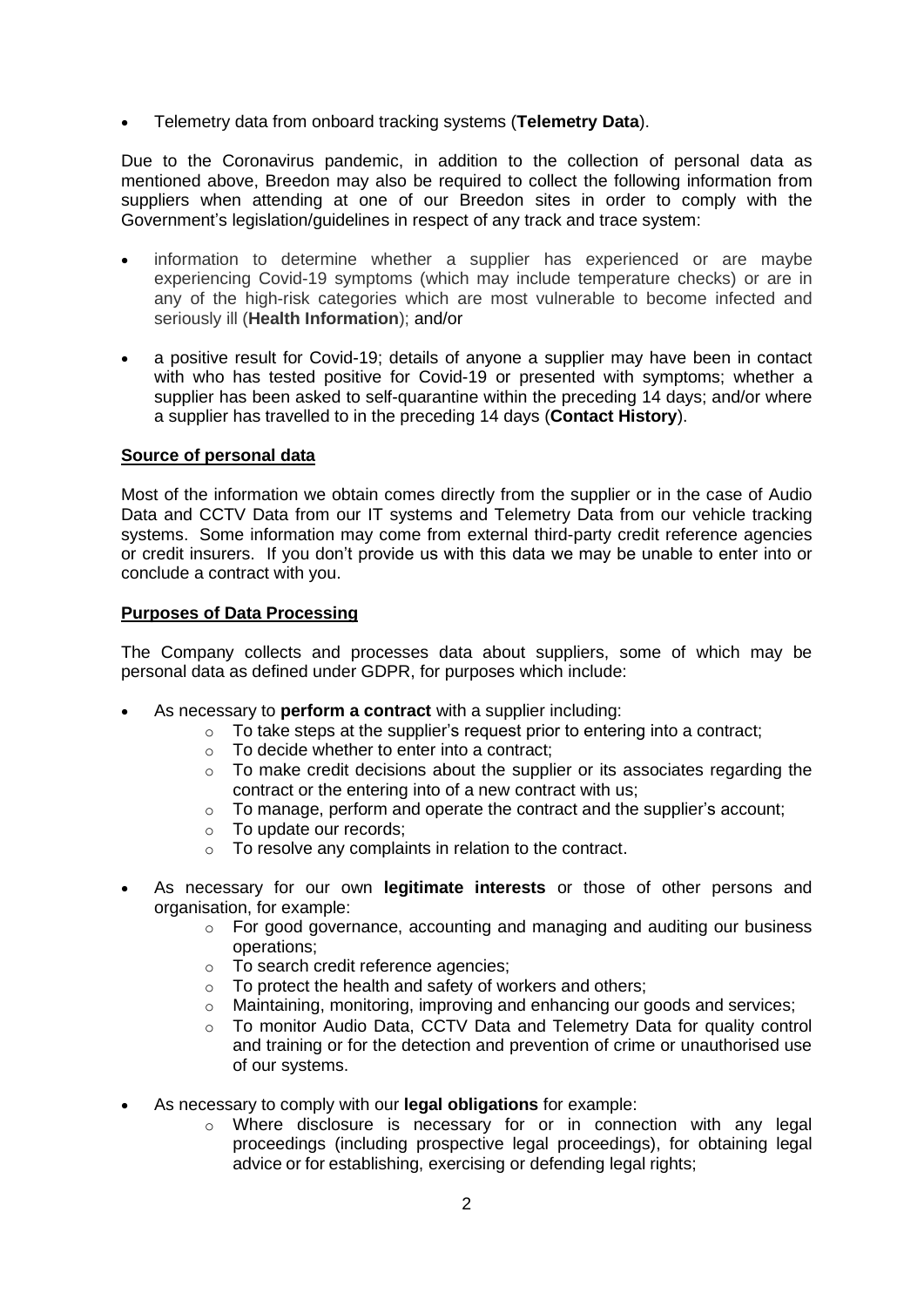- Telemetry data from onboard tracking systems (**Telemetry Data**).

Due to the Coronavirus pandemic, in addition to the collection of personal data as mentioned above, Breedon may also be required to collect the following information from suppliers when attending at one of our Breedon sites in order to comply with the Government's legislation/guidelines in respect of any track and trace system:

- information to determine whether a supplier has experienced or are maybe experiencing Covid-19 symptoms (which may include temperature checks) or are in any of the high-risk categories which are most vulnerable to become infected and seriously ill (**Health Information**); and/or
- a positive result for Covid-19; details of anyone a supplier may have been in contact with who has tested positive for Covid-19 or presented with symptoms; whether a supplier has been asked to self-quarantine within the preceding 14 days; and/or where a supplier has travelled to in the preceding 14 days (**Contact History**).

**Source of personal data**

Most of the information we obtain comes directly from the supplier or in the case of Audio Data and CCTV Data from our IT systems and Telemetry Data from our vehicle tracking systems. Some information may come from external third-party credit reference agencies or credit insurers. If you don't provide us with this data we may be unable to enter into or conclude a contract with you.

**Purposes of Data Processing**

The Company collects and processes data about suppliers, some of which may be personal data as defined under GDPR, for purposes which include:

- As necessary to **perform a contract** with a supplier including:
  - To take steps at the supplier's request prior to entering into a contract;
  - To decide whether to enter into a contract;
  - To make credit decisions about the supplier or its associates regarding the contract or the entering into of a new contract with us;
  - To manage, perform and operate the contract and the supplier's account;
  - To update our records;
  - To resolve any complaints in relation to the contract.
- As necessary for our own **legitimate interests** or those of other persons and organisation, for example:
  - For good governance, accounting and managing and auditing our business operations;
  - To search credit reference agencies;
  - To protect the health and safety of workers and others;
  - Maintaining, monitoring, improving and enhancing our goods and services;
  - To monitor Audio Data, CCTV Data and Telemetry Data for quality control and training or for the detection and prevention of crime or unauthorised use of our systems.
- As necessary to comply with our **legal obligations** for example:
  - Where disclosure is necessary for or in connection with any legal proceedings (including prospective legal proceedings), for obtaining legal advice or for establishing, exercising or defending legal rights;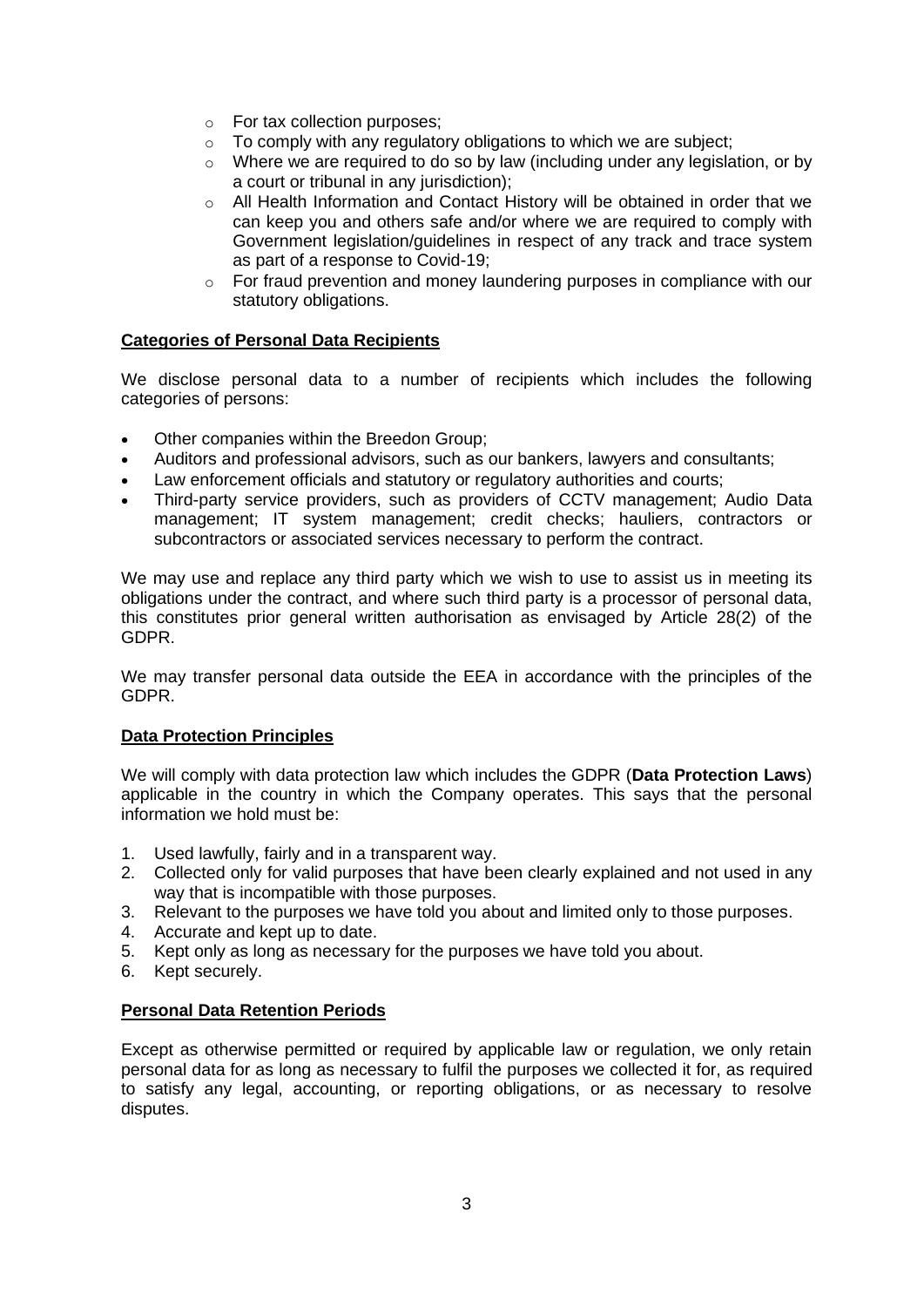- For tax collection purposes;
- To comply with any regulatory obligations to which we are subject;
- Where we are required to do so by law (including under any legislation, or by a court or tribunal in any jurisdiction);
- All Health Information and Contact History will be obtained in order that we can keep you and others safe and/or where we are required to comply with Government legislation/guidelines in respect of any track and trace system as part of a response to Covid-19;
- For fraud prevention and money laundering purposes in compliance with our statutory obligations.

**Categories of Personal Data Recipients**

We disclose personal data to a number of recipients which includes the following categories of persons:

- Other companies within the Breedon Group;
- Auditors and professional advisors, such as our bankers, lawyers and consultants;
- Law enforcement officials and statutory or regulatory authorities and courts;
- Third-party service providers, such as providers of CCTV management; Audio Data management; IT system management; credit checks; hauliers, contractors or subcontractors or associated services necessary to perform the contract.

We may use and replace any third party which we wish to use to assist us in meeting its obligations under the contract, and where such third party is a processor of personal data, this constitutes prior general written authorisation as envisaged by Article 28(2) of the GDPR.

We may transfer personal data outside the EEA in accordance with the principles of the GDPR.

**Data Protection Principles**

We will comply with data protection law which includes the GDPR (**Data Protection Laws**) applicable in the country in which the Company operates. This says that the personal information we hold must be:

1. Used lawfully, fairly and in a transparent way.
2. Collected only for valid purposes that have been clearly explained and not used in any way that is incompatible with those purposes.
3. Relevant to the purposes we have told you about and limited only to those purposes.
4. Accurate and kept up to date.
5. Kept only as long as necessary for the purposes we have told you about.
6. Kept securely.

**Personal Data Retention Periods**

Except as otherwise permitted or required by applicable law or regulation, we only retain personal data for as long as necessary to fulfil the purposes we collected it for, as required to satisfy any legal, accounting, or reporting obligations, or as necessary to resolve disputes.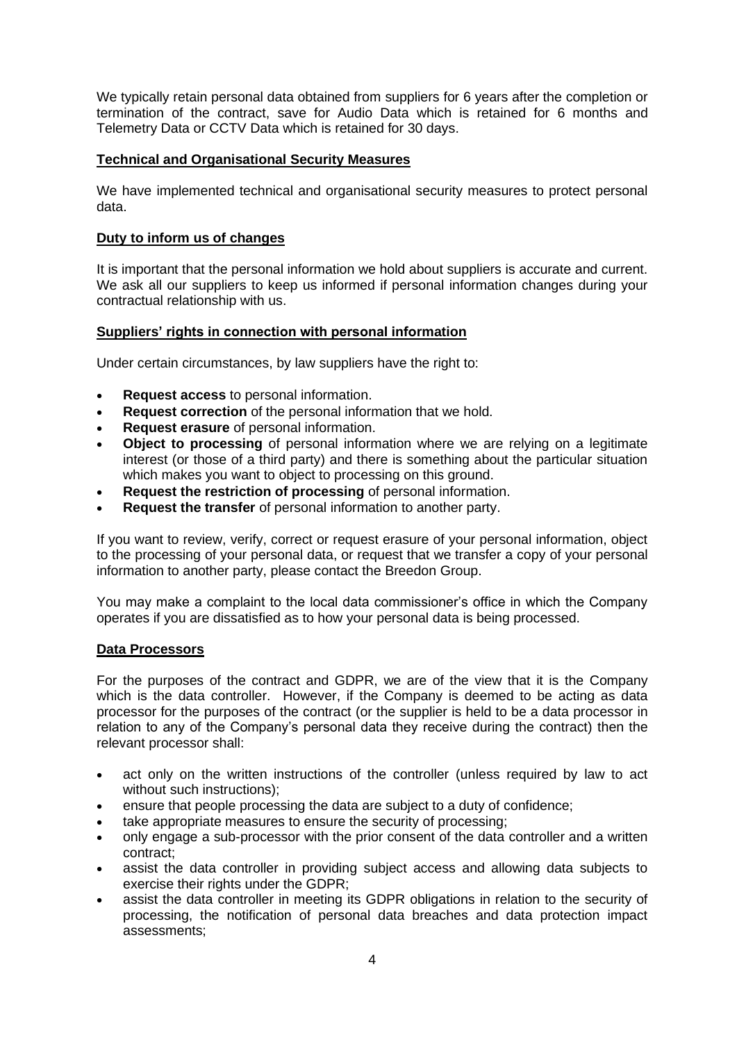We typically retain personal data obtained from suppliers for 6 years after the completion or termination of the contract, save for Audio Data which is retained for 6 months and Telemetry Data or CCTV Data which is retained for 30 days.

## Technical and Organisational Security Measures

We have implemented technical and organisational security measures to protect personal data.

## Duty to inform us of changes

It is important that the personal information we hold about suppliers is accurate and current. We ask all our suppliers to keep us informed if personal information changes during your contractual relationship with us.

## Suppliers' rights in connection with personal information

Under certain circumstances, by law suppliers have the right to:

- **Request access** to personal information.
- **Request correction** of the personal information that we hold.
- **Request erasure** of personal information.
- **Object to processing** of personal information where we are relying on a legitimate interest (or those of a third party) and there is something about the particular situation which makes you want to object to processing on this ground.
- **Request the restriction of processing** of personal information.
- **Request the transfer** of personal information to another party.

If you want to review, verify, correct or request erasure of your personal information, object to the processing of your personal data, or request that we transfer a copy of your personal information to another party, please contact the Breedon Group.

You may make a complaint to the local data commissioner's office in which the Company operates if you are dissatisfied as to how your personal data is being processed.

## Data Processors

For the purposes of the contract and GDPR, we are of the view that it is the Company which is the data controller. However, if the Company is deemed to be acting as data processor for the purposes of the contract (or the supplier is held to be a data processor in relation to any of the Company's personal data they receive during the contract) then the relevant processor shall:

- act only on the written instructions of the controller (unless required by law to act without such instructions);
- ensure that people processing the data are subject to a duty of confidence;
- take appropriate measures to ensure the security of processing;
- only engage a sub-processor with the prior consent of the data controller and a written contract;
- assist the data controller in providing subject access and allowing data subjects to exercise their rights under the GDPR;
- assist the data controller in meeting its GDPR obligations in relation to the security of processing, the notification of personal data breaches and data protection impact assessments;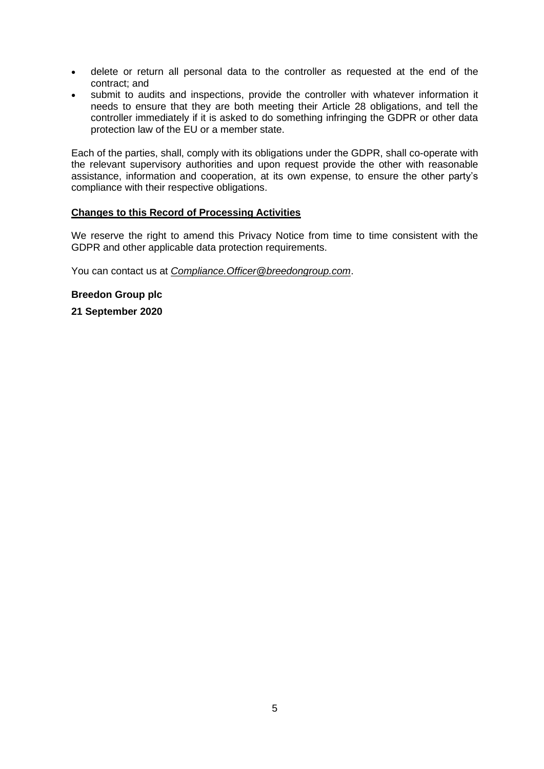- delete or return all personal data to the controller as requested at the end of the contract; and
- submit to audits and inspections, provide the controller with whatever information it needs to ensure that they are both meeting their Article 28 obligations, and tell the controller immediately if it is asked to do something infringing the GDPR or other data protection law of the EU or a member state.

Each of the parties, shall, comply with its obligations under the GDPR, shall co-operate with the relevant supervisory authorities and upon request provide the other with reasonable assistance, information and cooperation, at its own expense, to ensure the other party's compliance with their respective obligations.

**Changes to this Record of Processing Activities**

We reserve the right to amend this Privacy Notice from time to time consistent with the GDPR and other applicable data protection requirements.

You can contact us at *Compliance.Officer@breedongroup.com*.

**Breedon Group plc**

**21 September 2020**